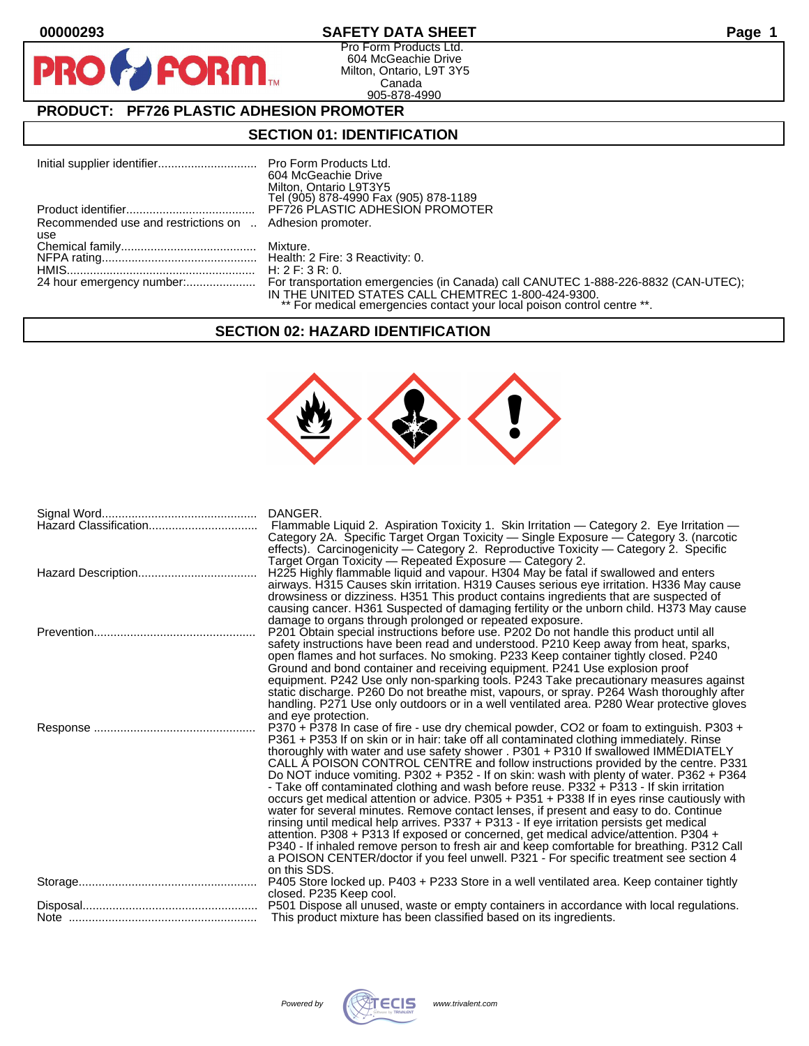00000293

# SAFETY DATA SHEET

PRO FORM

Pro Form Products Ltd.
604 McGeachie Drive
Milton, Ontario, L9T 3Y5
Canada
905-878-4990

## PRODUCT: PF726 PLASTIC ADHESION PROMOTER

## SECTION 01: IDENTIFICATION

| | |
|---|---|
| Initial supplier identifier | Pro Form Products Ltd.<br>604 McGeachie Drive<br>Milton, Ontario L9T3Y5<br>Tel (905) 878-4990 Fax (905) 878-1189 |
| Product identifier | PF726 PLASTIC ADHESION PROMOTER |
| Recommended use and restrictions on use | Adhesion promoter. |
| Chemical family | Mixture. |
| NFPA rating | Health: 2 Fire: 3 Reactivity: 0. |
| HMIS | H: 2 F: 3 R: 0. |
| 24 hour emergency number: | For transportation emergencies (in Canada) call CANUTEC 1-888-226-8832 (CAN-UTEC); IN THE UNITED STATES CALL CHEMTREC 1-800-424-9300.<br>** For medical emergencies contact your local poison control centre **. |

## SECTION 02: HAZARD IDENTIFICATION

| | |
|---|---|
| Signal Word | DANGER. |
| Hazard Classification | Flammable Liquid 2. Aspiration Toxicity 1. Skin Irritation — Category 2. Eye Irritation — Category 2A. Specific Target Organ Toxicity — Single Exposure — Category 3. (narcotic effects). Carcinogenicity — Category 2. Reproductive Toxicity — Category 2. Specific Target Organ Toxicity — Repeated Exposure — Category 2. |
| Hazard Description | H225 Highly flammable liquid and vapour. H304 May be fatal if swallowed and enters airways. H315 Causes skin irritation. H319 Causes serious eye irritation. H336 May cause drowsiness or dizziness. H351 This product contains ingredients that are suspected of causing cancer. H361 Suspected of damaging fertility or the unborn child. H373 May cause damage to organs through prolonged or repeated exposure. |
| Prevention | P201 Obtain special instructions before use. P202 Do not handle this product until all safety instructions have been read and understood. P210 Keep away from heat, sparks, open flames and hot surfaces. No smoking. P233 Keep container tightly closed. P240 Ground and bond container and receiving equipment. P241 Use explosion proof equipment. P242 Use only non-sparking tools. P243 Take precautionary measures against static discharge. P260 Do not breathe mist, vapours, or spray. P264 Wash thoroughly after handling. P271 Use only outdoors or in a well ventilated area. P280 Wear protective gloves and eye protection. |
| Response | P370 + P378 In case of fire - use dry chemical powder, CO2 or foam to extinguish. P303 + P361 + P353 If on skin or in hair: take off all contaminated clothing immediately. Rinse thoroughly with water and use safety shower . P301 + P310 If swallowed IMMEDIATELY CALL A POISON CONTROL CENTRE and follow instructions provided by the centre. P331 Do NOT induce vomiting. P302 + P352 - If on skin: wash with plenty of water. P362 + P364 - Take off contaminated clothing and wash before reuse. P332 + P313 - If skin irritation occurs get medical attention or advice. P305 + P351 + P338 If in eyes rinse cautiously with water for several minutes. Remove contact lenses, if present and easy to do. Continue rinsing until medical help arrives. P337 + P313 - If eye irritation persists get medical attention. P308 + P313 If exposed or concerned, get medical advice/attention. P304 + P340 - If inhaled remove person to fresh air and keep comfortable for breathing. P312 Call a POISON CENTER/doctor if you feel unwell. P321 - For specific treatment see section 4 on this SDS. |
| Storage | P405 Store locked up. P403 + P233 Store in a well ventilated area. Keep container tightly closed. P235 Keep cool. |
| Disposal | P501 Dispose all unused, waste or empty containers in accordance with local regulations. |
| Note | This product mixture has been classified based on its ingredients. |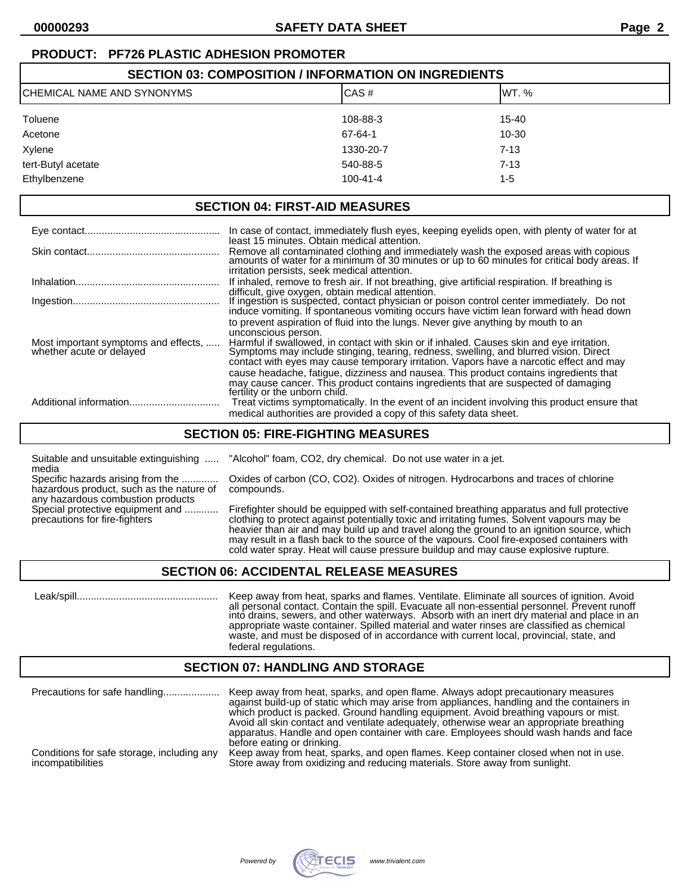**PRODUCT: PF726 PLASTIC ADHESION PROMOTER**

## SECTION 03: COMPOSITION / INFORMATION ON INGREDIENTS

| CHEMICAL NAME AND SYNONYMS | CAS # | WT. % |
|---|---|---|
| Toluene | 108-88-3 | 15-40 |
| Acetone | 67-64-1 | 10-30 |
| Xylene | 1330-20-7 | 7-13 |
| tert-Butyl acetate | 540-88-5 | 7-13 |
| Ethylbenzene | 100-41-4 | 1-5 |

## SECTION 04: FIRST-AID MEASURES

| | |
|---|---|
| Eye contact | In case of contact, immediately flush eyes, keeping eyelids open, with plenty of water for at least 15 minutes. Obtain medical attention. |
| Skin contact | Remove all contaminated clothing and immediately wash the exposed areas with copious amounts of water for a minimum of 30 minutes or up to 60 minutes for critical body areas. If irritation persists, seek medical attention. |
| Inhalation | If inhaled, remove to fresh air. If not breathing, give artificial respiration. If breathing is difficult, give oxygen, obtain medical attention. |
| Ingestion | If ingestion is suspected, contact physician or poison control center immediately. Do not induce vomiting. If spontaneous vomiting occurs have victim lean forward with head down to prevent aspiration of fluid into the lungs. Never give anything by mouth to an unconscious person. |
| Most important symptoms and effects, whether acute or delayed | Harmful if swallowed, in contact with skin or if inhaled. Causes skin and eye irritation. Symptoms may include stinging, tearing, redness, swelling, and blurred vision. Direct contact with eyes may cause temporary irritation. Vapors have a narcotic effect and may cause headache, fatigue, dizziness and nausea. This product contains ingredients that may cause cancer. This product contains ingredients that are suspected of damaging fertility or the unborn child. |
| Additional information | Treat victims symptomatically. In the event of an incident involving this product ensure that medical authorities are provided a copy of this safety data sheet. |

## SECTION 05: FIRE-FIGHTING MEASURES

| | |
|---|---|
| Suitable and unsuitable extinguishing media | "Alcohol" foam, CO2, dry chemical. Do not use water in a jet. |
| Specific hazards arising from the hazardous product, such as the nature of any hazardous combustion products | Oxides of carbon (CO, CO2). Oxides of nitrogen. Hydrocarbons and traces of chlorine compounds. |
| Special protective equipment and precautions for fire-fighters | Firefighter should be equipped with self-contained breathing apparatus and full protective clothing to protect against potentially toxic and irritating fumes. Solvent vapours may be heavier than air and may build up and travel along the ground to an ignition source, which may result in a flash back to the source of the vapours. Cool fire-exposed containers with cold water spray. Heat will cause pressure buildup and may cause explosive rupture. |

## SECTION 06: ACCIDENTAL RELEASE MEASURES

| | |
|---|---|
| Leak/spill | Keep away from heat, sparks and flames. Ventilate. Eliminate all sources of ignition. Avoid all personal contact. Contain the spill. Evacuate all non-essential personnel. Prevent runoff into drains, sewers, and other waterways. Absorb with an inert dry material and place in an appropriate waste container. Spilled material and water rinses are classified as chemical waste, and must be disposed of in accordance with current local, provincial, state, and federal regulations. |

## SECTION 07: HANDLING AND STORAGE

| | |
|---|---|
| Precautions for safe handling | Keep away from heat, sparks, and open flame. Always adopt precautionary measures against build-up of static which may arise from appliances, handling and the containers in which product is packed. Ground handling equipment. Avoid breathing vapours or mist. Avoid all skin contact and ventilate adequately, otherwise wear an appropriate breathing apparatus. Handle and open container with care. Employees should wash hands and face before eating or drinking. |
| Conditions for safe storage, including any incompatibilities | Keep away from heat, sparks, and open flames. Keep container closed when not in use. Store away from oxidizing and reducing materials. Store away from sunlight. |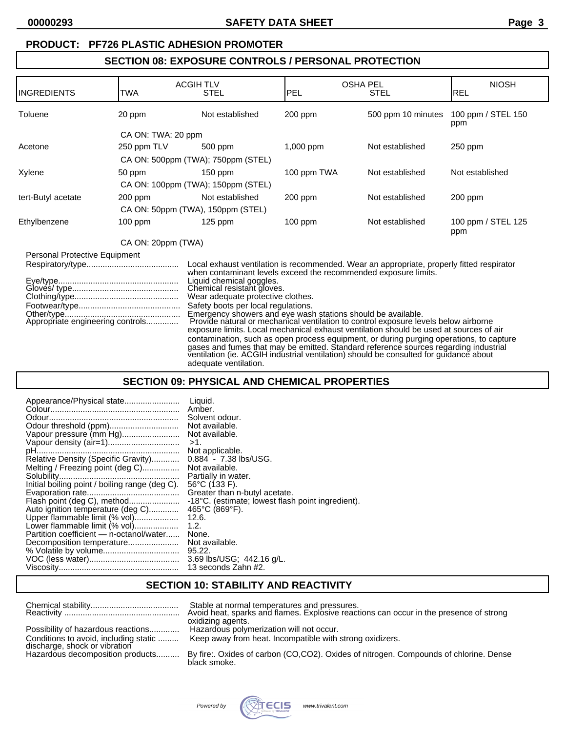**PRODUCT: PF726 PLASTIC ADHESION PROMOTER**

## SECTION 08: EXPOSURE CONTROLS / PERSONAL PROTECTION

| INGREDIENTS | ACGIH TLV TWA | ACGIH TLV STEL | OSHA PEL PEL | OSHA PEL STEL | NIOSH REL |
|---|---|---|---|---|---|
| Toluene | 20 ppm | Not established | 200 ppm | 500 ppm 10 minutes | 100 ppm / STEL 150 ppm |
| | CA ON: TWA: 20 ppm | | | | |
| Acetone | 250 ppm TLV | 500 ppm | 1,000 ppm | Not established | 250 ppm |
| | CA ON: 500ppm (TWA); 750ppm (STEL) | | | | |
| Xylene | 50 ppm | 150 ppm | 100 ppm TWA | Not established | Not established |
| | CA ON: 100ppm (TWA); 150ppm (STEL) | | | | |
| tert-Butyl acetate | 200 ppm | Not established | 200 ppm | Not established | 200 ppm |
| | CA ON: 50ppm (TWA), 150ppm (STEL) | | | | |
| Ethylbenzene | 100 ppm | 125 ppm | 100 ppm | Not established | 100 ppm / STEL 125 ppm |
| | CA ON: 20ppm (TWA) | | | | |

Personal Protective Equipment

Respiratory/type........................................ Local exhaust ventilation is recommended. Wear an appropriate, properly fitted respirator when contaminant levels exceed the recommended exposure limits.

Eye/type.................................................... Liquid chemical goggles.

Gloves/ type.............................................. Chemical resistant gloves.

Clothing/type............................................. Wear adequate protective clothes.

Footwear/type............................................ Safety boots per local regulations.

Other/type.................................................. Emergency showers and eye wash stations should be available.

Appropriate engineering controls.............. Provide natural or mechanical ventilation to control exposure levels below airborne exposure limits. Local mechanical exhaust ventilation should be used at sources of air contamination, such as open process equipment, or during purging operations, to capture gases and fumes that may be emitted. Standard reference sources regarding industrial ventilation (ie. ACGIH industrial ventilation) should be consulted for guidance about adequate ventilation.

## SECTION 09: PHYSICAL AND CHEMICAL PROPERTIES

Appearance/Physical state........................ Liquid.

Colour........................................................ Amber.

Odour......................................................... Solvent odour.

Odour threshold (ppm).............................. Not available.

Vapour pressure (mm Hg)......................... Not available.

Vapour density (air=1).............................. >1.

pH.............................................................. Not applicable.

Relative Density (Specific Gravity)............ 0.884 - 7.38 lbs/USG.

Melting / Freezing point (deg C)................ Not available.

Solubility.................................................... Partially in water.

Initial boiling point / boiling range (deg C). 56°C (133 F).

Evaporation rate........................................ Greater than n-butyl acetate.

Flash point (deg C), method...................... -18°C. (estimate; lowest flash point ingredient).

Auto ignition temperature (deg C)............. 465°C (869°F).

Upper flammable limit (% vol)................... 12.6.

Lower flammable limit (% vol)................... 1.2.

Partition coefficient — n-octanol/water...... None.

Decomposition temperature...................... Not available.

% Volatile by volume................................. 95.22.

VOC (less water)....................................... 3.69 lbs/USG; 442.16 g/L.

Viscosity.................................................... 13 seconds Zahn #2.

## SECTION 10: STABILITY AND REACTIVITY

Chemical stability...................................... Stable at normal temperatures and pressures.

Reactivity ................................................. Avoid heat, sparks and flames. Explosive reactions can occur in the presence of strong oxidizing agents.

Possibility of hazardous reactions............. Hazardous polymerization will not occur.

Conditions to avoid, including static discharge, shock or vibration ......... Keep away from heat. Incompatible with strong oxidizers.

Hazardous decomposition products.......... By fire:. Oxides of carbon (CO,CO2). Oxides of nitrogen. Compounds of chlorine. Dense black smoke.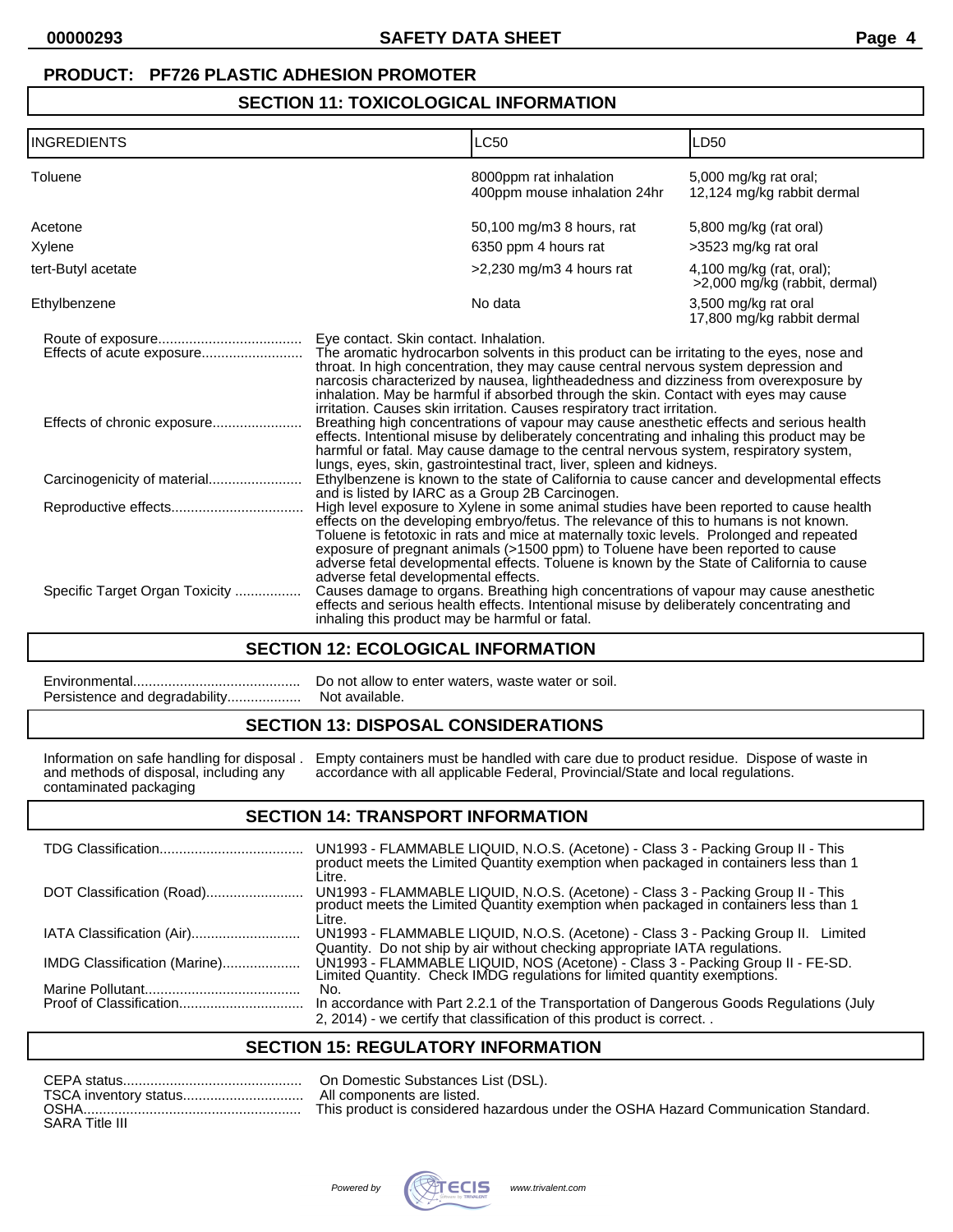**PRODUCT: PF726 PLASTIC ADHESION PROMOTER**

## SECTION 11: TOXICOLOGICAL INFORMATION

| INGREDIENTS | LC50 | LD50 |
|---|---|---|
| Toluene | 8000ppm rat inhalation<br>400ppm mouse inhalation 24hr | 5,000 mg/kg rat oral;<br>12,124 mg/kg rabbit dermal |
| Acetone | 50,100 mg/m3 8 hours, rat | 5,800 mg/kg (rat oral) |
| Xylene | 6350 ppm 4 hours rat | >3523 mg/kg rat oral |
| tert-Butyl acetate | >2,230 mg/m3 4 hours rat | 4,100 mg/kg (rat, oral);<br>>2,000 mg/kg (rabbit, dermal) |
| Ethylbenzene | No data | 3,500 mg/kg rat oral<br>17,800 mg/kg rabbit dermal |

Route of exposure.................................... Eye contact. Skin contact. Inhalation.

Effects of acute exposure.......................... The aromatic hydrocarbon solvents in this product can be irritating to the eyes, nose and throat. In high concentration, they may cause central nervous system depression and narcosis characterized by nausea, lightheadedness and dizziness from overexposure by inhalation. May be harmful if absorbed through the skin. Contact with eyes may cause irritation. Causes skin irritation. Causes respiratory tract irritation.

Effects of chronic exposure....................... Breathing high concentrations of vapour may cause anesthetic effects and serious health effects. Intentional misuse by deliberately concentrating and inhaling this product may be harmful or fatal. May cause damage to the central nervous system, respiratory system, lungs, eyes, skin, gastrointestinal tract, liver, spleen and kidneys.

Carcinogenicity of material........................ Ethylbenzene is known to the state of California to cause cancer and developmental effects and is listed by IARC as a Group 2B Carcinogen.

Reproductive effects.................................. High level exposure to Xylene in some animal studies have been reported to cause health effects on the developing embryo/fetus. The relevance of this to humans is not known. Toluene is fetotoxic in rats and mice at maternally toxic levels. Prolonged and repeated exposure of pregnant animals (>1500 ppm) to Toluene have been reported to cause adverse fetal developmental effects. Toluene is known by the State of California to cause adverse fetal developmental effects.

Specific Target Organ Toxicity ................. Causes damage to organs. Breathing high concentrations of vapour may cause anesthetic effects and serious health effects. Intentional misuse by deliberately concentrating and inhaling this product may be harmful or fatal.

## SECTION 12: ECOLOGICAL INFORMATION

Environmental........................................... Do not allow to enter waters, waste water or soil.
Persistence and degradability................... Not available.

## SECTION 13: DISPOSAL CONSIDERATIONS

Information on safe handling for disposal and methods of disposal, including any contaminated packaging . Empty containers must be handled with care due to product residue. Dispose of waste in accordance with all applicable Federal, Provincial/State and local regulations.

## SECTION 14: TRANSPORT INFORMATION

TDG Classification..................................... UN1993 - FLAMMABLE LIQUID, N.O.S. (Acetone) - Class 3 - Packing Group II - This product meets the Limited Quantity exemption when packaged in containers less than 1 Litre.

DOT Classification (Road).......................... UN1993 - FLAMMABLE LIQUID, N.O.S. (Acetone) - Class 3 - Packing Group II - This product meets the Limited Quantity exemption when packaged in containers less than 1 Litre.

IATA Classification (Air)............................ UN1993 - FLAMMABLE LIQUID, N.O.S. (Acetone) - Class 3 - Packing Group II. Limited Quantity. Do not ship by air without checking appropriate IATA regulations.

IMDG Classification (Marine).................... UN1993 - FLAMMABLE LIQUID, NOS (Acetone) - Class 3 - Packing Group II - FE-SD. Limited Quantity. Check IMDG regulations for limited quantity exemptions.

Marine Pollutant......................................... No.

Proof of Classification................................ In accordance with Part 2.2.1 of the Transportation of Dangerous Goods Regulations (July 2, 2014) - we certify that classification of this product is correct. .

## SECTION 15: REGULATORY INFORMATION

CEPA status............................................. On Domestic Substances List (DSL).
TSCA inventory status............................... All components are listed.
OSHA........................................................ This product is considered hazardous under the OSHA Hazard Communication Standard.
SARA Title III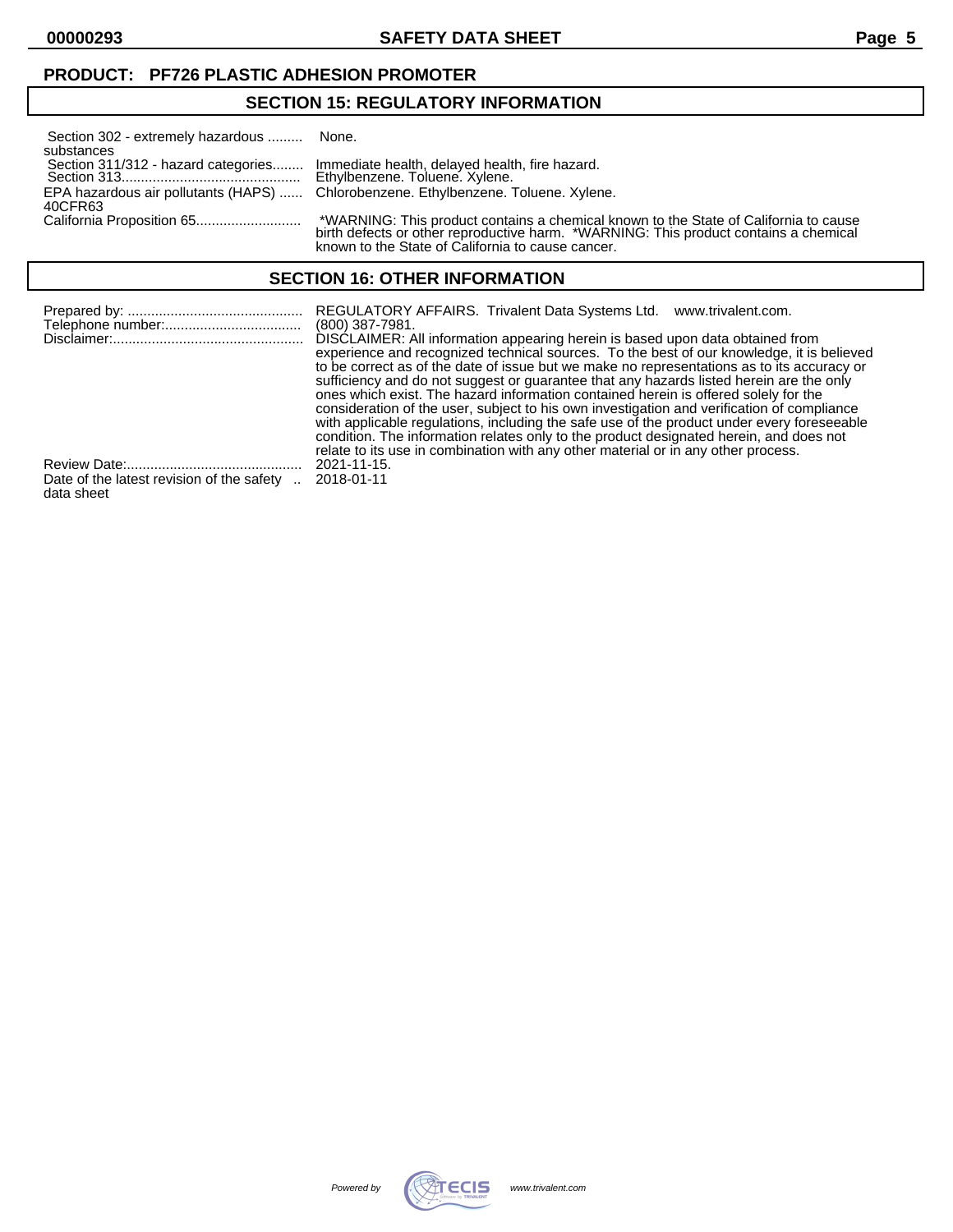**PRODUCT: PF726 PLASTIC ADHESION PROMOTER**

## SECTION 15: REGULATORY INFORMATION

| | |
|---|---|
| Section 302 - extremely hazardous substances | None. |
| Section 311/312 - hazard categories | Immediate health, delayed health, fire hazard. |
| Section 313 | Ethylbenzene. Toluene. Xylene. |
| EPA hazardous air pollutants (HAPS) 40CFR63 | Chlorobenzene. Ethylbenzene. Toluene. Xylene. |
| California Proposition 65 | *WARNING: This product contains a chemical known to the State of California to cause birth defects or other reproductive harm. *WARNING: This product contains a chemical known to the State of California to cause cancer. |

## SECTION 16: OTHER INFORMATION

| | |
|---|---|
| Prepared by: | REGULATORY AFFAIRS. Trivalent Data Systems Ltd. www.trivalent.com. |
| Telephone number: | (800) 387-7981. |
| Disclaimer: | DISCLAIMER: All information appearing herein is based upon data obtained from experience and recognized technical sources. To the best of our knowledge, it is believed to be correct as of the date of issue but we make no representations as to its accuracy or sufficiency and do not suggest or guarantee that any hazards listed herein are the only ones which exist. The hazard information contained herein is offered solely for the consideration of the user, subject to his own investigation and verification of compliance with applicable regulations, including the safe use of the product under every foreseeable condition. The information relates only to the product designated herein, and does not relate to its use in combination with any other material or in any other process. |
| Review Date: | 2021-11-15. |
| Date of the latest revision of the safety data sheet | 2018-01-11 |